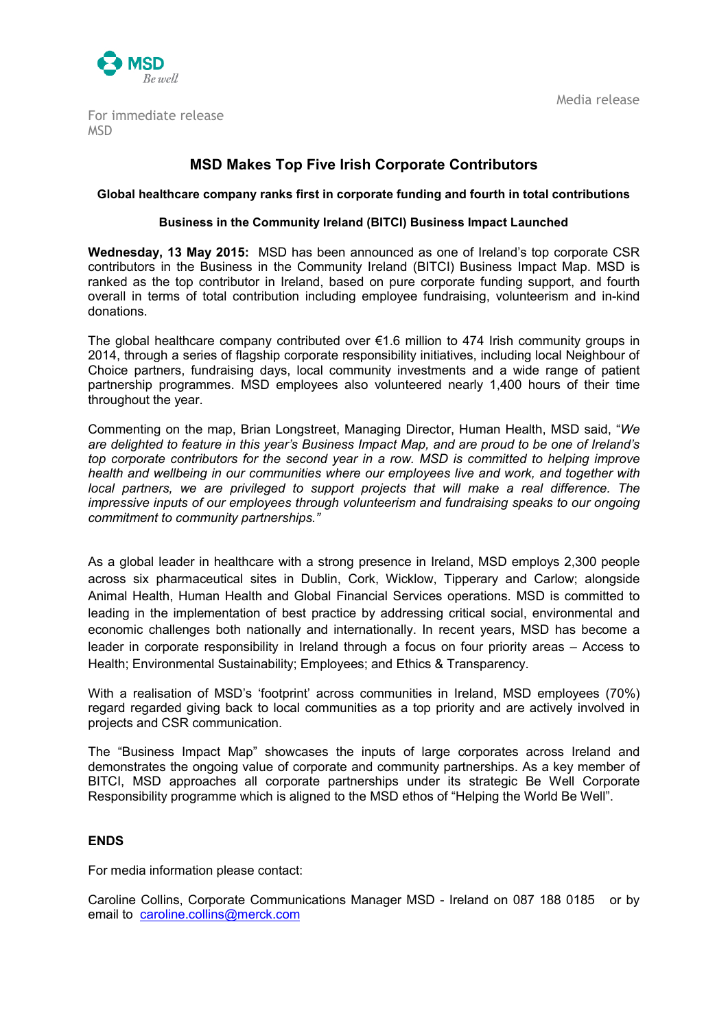Media release

For immediate release
MSD

# MSD Makes Top Five Irish Corporate Contributors

**Global healthcare company ranks first in corporate funding and fourth in total contributions**

**Business in the Community Ireland (BITCI) Business Impact Launched**

**Wednesday, 13 May 2015:** MSD has been announced as one of Ireland's top corporate CSR contributors in the Business in the Community Ireland (BITCI) Business Impact Map. MSD is ranked as the top contributor in Ireland, based on pure corporate funding support, and fourth overall in terms of total contribution including employee fundraising, volunteerism and in-kind donations.

The global healthcare company contributed over €1.6 million to 474 Irish community groups in 2014, through a series of flagship corporate responsibility initiatives, including local Neighbour of Choice partners, fundraising days, local community investments and a wide range of patient partnership programmes. MSD employees also volunteered nearly 1,400 hours of their time throughout the year.

Commenting on the map, Brian Longstreet, Managing Director, Human Health, MSD said, "*We are delighted to feature in this year's Business Impact Map, and are proud to be one of Ireland's top corporate contributors for the second year in a row. MSD is committed to helping improve health and wellbeing in our communities where our employees live and work, and together with local partners, we are privileged to support projects that will make a real difference. The impressive inputs of our employees through volunteerism and fundraising speaks to our ongoing commitment to community partnerships."*

As a global leader in healthcare with a strong presence in Ireland, MSD employs 2,300 people across six pharmaceutical sites in Dublin, Cork, Wicklow, Tipperary and Carlow; alongside Animal Health, Human Health and Global Financial Services operations. MSD is committed to leading in the implementation of best practice by addressing critical social, environmental and economic challenges both nationally and internationally. In recent years, MSD has become a leader in corporate responsibility in Ireland through a focus on four priority areas – Access to Health; Environmental Sustainability; Employees; and Ethics & Transparency.

With a realisation of MSD's 'footprint' across communities in Ireland, MSD employees (70%) regard regarded giving back to local communities as a top priority and are actively involved in projects and CSR communication.

The "Business Impact Map" showcases the inputs of large corporates across Ireland and demonstrates the ongoing value of corporate and community partnerships. As a key member of BITCI, MSD approaches all corporate partnerships under its strategic Be Well Corporate Responsibility programme which is aligned to the MSD ethos of "Helping the World Be Well".

**ENDS**

For media information please contact:

Caroline Collins, Corporate Communications Manager MSD - Ireland on 087 188 0185 or by email to caroline.collins@merck.com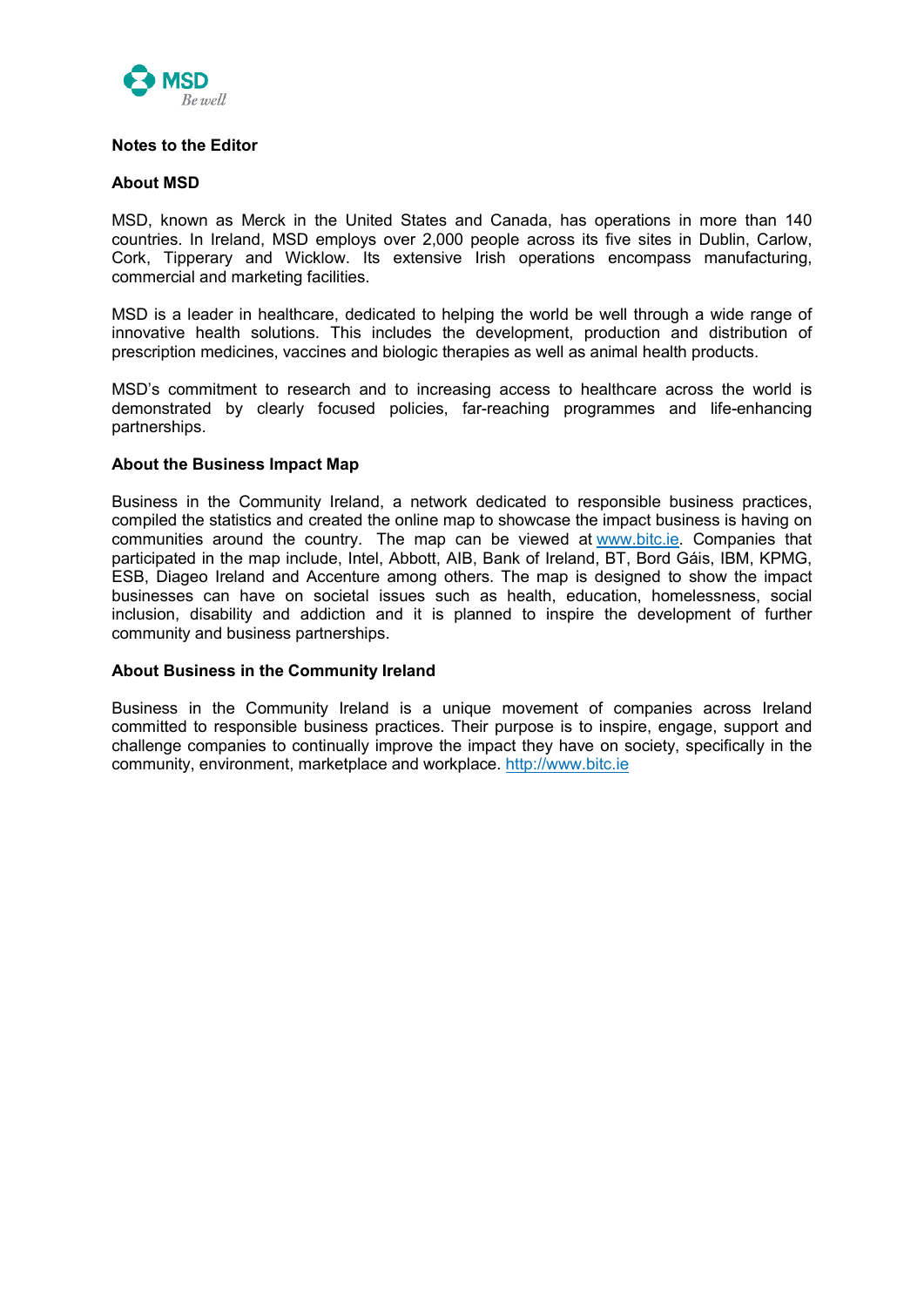**Notes to the Editor**

**About MSD**

MSD, known as Merck in the United States and Canada, has operations in more than 140 countries. In Ireland, MSD employs over 2,000 people across its five sites in Dublin, Carlow, Cork, Tipperary and Wicklow. Its extensive Irish operations encompass manufacturing, commercial and marketing facilities.

MSD is a leader in healthcare, dedicated to helping the world be well through a wide range of innovative health solutions. This includes the development, production and distribution of prescription medicines, vaccines and biologic therapies as well as animal health products.

MSD's commitment to research and to increasing access to healthcare across the world is demonstrated by clearly focused policies, far-reaching programmes and life-enhancing partnerships.

**About the Business Impact Map**

Business in the Community Ireland, a network dedicated to responsible business practices, compiled the statistics and created the online map to showcase the impact business is having on communities around the country. The map can be viewed at www.bitc.ie. Companies that participated in the map include, Intel, Abbott, AIB, Bank of Ireland, BT, Bord Gáis, IBM, KPMG, ESB, Diageo Ireland and Accenture among others. The map is designed to show the impact businesses can have on societal issues such as health, education, homelessness, social inclusion, disability and addiction and it is planned to inspire the development of further community and business partnerships.

**About Business in the Community Ireland**

Business in the Community Ireland is a unique movement of companies across Ireland committed to responsible business practices. Their purpose is to inspire, engage, support and challenge companies to continually improve the impact they have on society, specifically in the community, environment, marketplace and workplace. http://www.bitc.ie